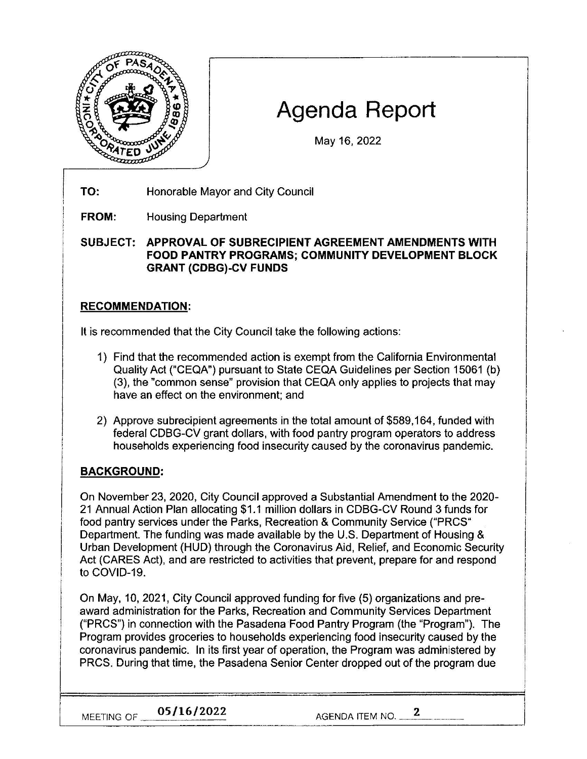# Agenda Report

May 16, 2022

**TO:** Honorable Mayor and City Council

**FROM:** Housing Department

**SUBJECT: APPROVAL OF SUBRECIPIENT AGREEMENT AMENDMENTS WITH FOOD PANTRY PROGRAMS; COMMUNITY DEVELOPMENT BLOCK GRANT (CDBG)-CV FUNDS**

## RECOMMENDATION:

It is recommended that the City Council take the following actions:

1) Find that the recommended action is exempt from the California Environmental Quality Act ("CEQA") pursuant to State CEQA Guidelines per Section 15061 (b) (3), the "common sense" provision that CEQA only applies to projects that may have an effect on the environment; and

2) Approve subrecipient agreements in the total amount of $589,164, funded with federal CDBG-CV grant dollars, with food pantry program operators to address households experiencing food insecurity caused by the coronavirus pandemic.

## BACKGROUND:

On November 23, 2020, City Council approved a Substantial Amendment to the 2020-21 Annual Action Plan allocating $1.1 million dollars in CDBG-CV Round 3 funds for food pantry services under the Parks, Recreation & Community Service ("PRCS" Department. The funding was made available by the U.S. Department of Housing & Urban Development (HUD) through the Coronavirus Aid, Relief, and Economic Security Act (CARES Act), and are restricted to activities that prevent, prepare for and respond to COVID-19.

On May, 10, 2021, City Council approved funding for five (5) organizations and pre-award administration for the Parks, Recreation and Community Services Department ("PRCS") in connection with the Pasadena Food Pantry Program (the "Program"). The Program provides groceries to households experiencing food insecurity caused by the coronavirus pandemic. In its first year of operation, the Program was administered by PRCS. During that time, the Pasadena Senior Center dropped out of the program due

MEETING OF 05/16/2022 AGENDA ITEM NO. 2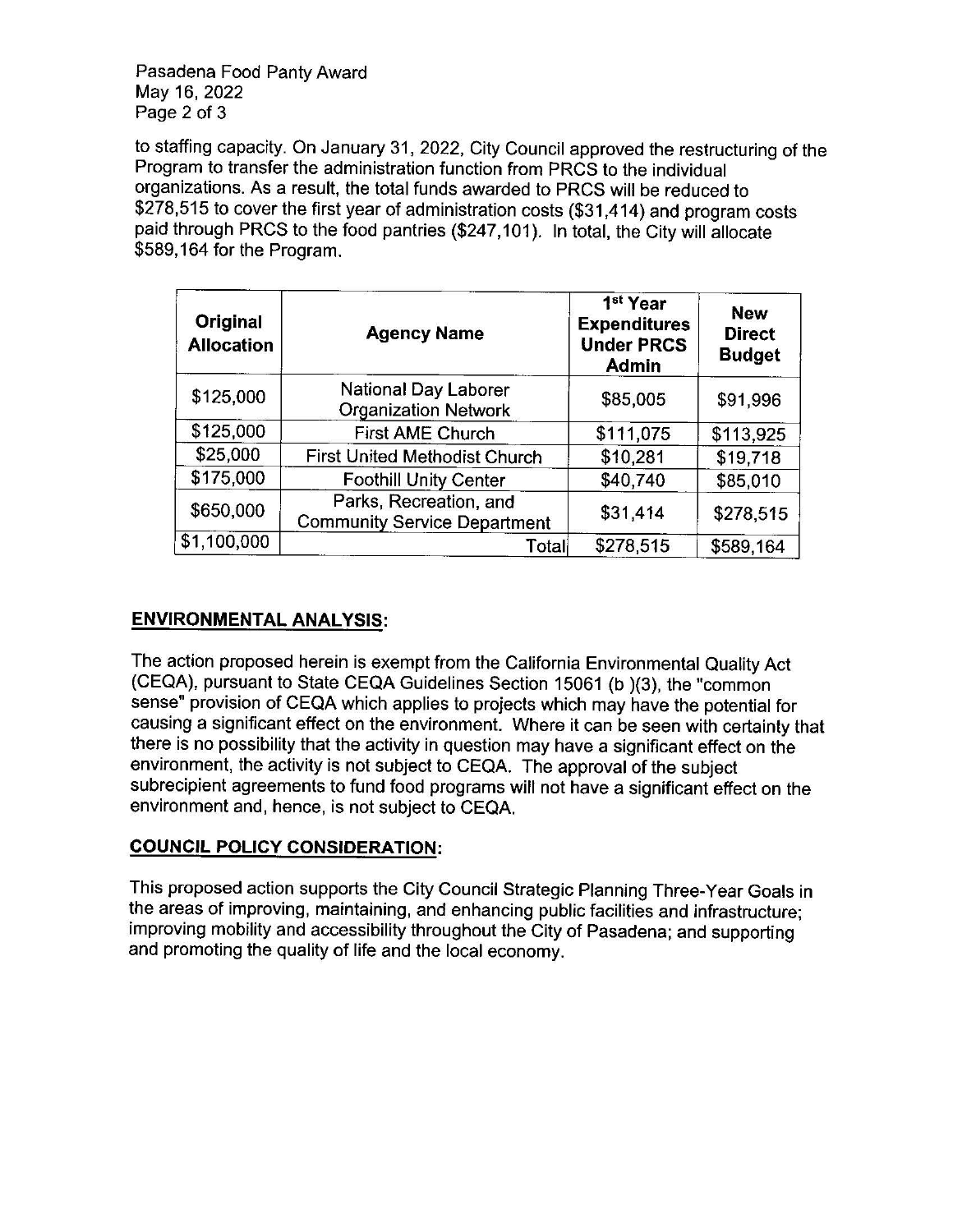to staffing capacity. On January 31, 2022, City Council approved the restructuring of the Program to transfer the administration function from PRCS to the individual organizations. As a result, the total funds awarded to PRCS will be reduced to $278,515 to cover the first year of administration costs ($31,414) and program costs paid through PRCS to the food pantries ($247,101). In total, the City will allocate $589,164 for the Program.

| Original Allocation | Agency Name | 1st Year Expenditures Under PRCS Admin | New Direct Budget |
|---|---|---|---|
| $125,000 | National Day Laborer Organization Network | $85,005 | $91,996 |
| $125,000 | First AME Church | $111,075 | $113,925 |
| $25,000 | First United Methodist Church | $10,281 | $19,718 |
| $175,000 | Foothill Unity Center | $40,740 | $85,010 |
| $650,000 | Parks, Recreation, and Community Service Department | $31,414 | $278,515 |
| $1,100,000 | Total | $278,515 | $589,164 |

## ENVIRONMENTAL ANALYSIS:

The action proposed herein is exempt from the California Environmental Quality Act (CEQA), pursuant to State CEQA Guidelines Section 15061 (b )(3), the "common sense" provision of CEQA which applies to projects which may have the potential for causing a significant effect on the environment. Where it can be seen with certainty that there is no possibility that the activity in question may have a significant effect on the environment, the activity is not subject to CEQA. The approval of the subject subrecipient agreements to fund food programs will not have a significant effect on the environment and, hence, is not subject to CEQA.

## COUNCIL POLICY CONSIDERATION:

This proposed action supports the City Council Strategic Planning Three-Year Goals in the areas of improving, maintaining, and enhancing public facilities and infrastructure; improving mobility and accessibility throughout the City of Pasadena; and supporting and promoting the quality of life and the local economy.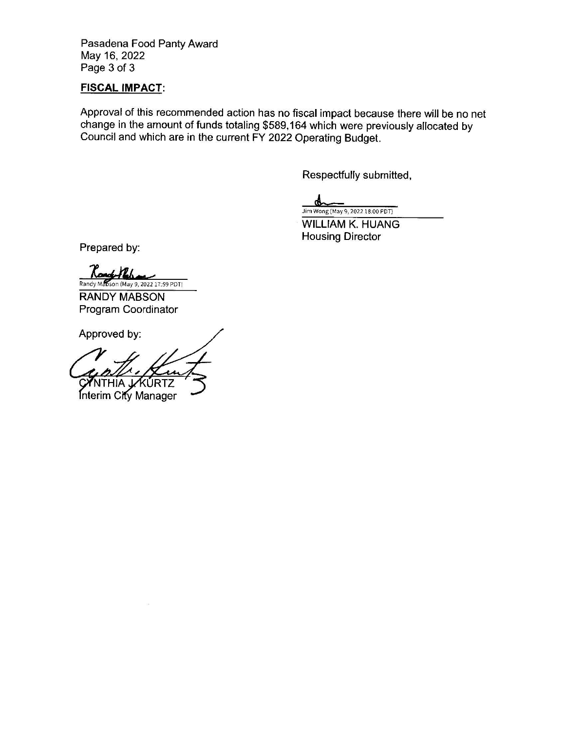## FISCAL IMPACT:

Approval of this recommended action has no fiscal impact because there will be no net change in the amount of funds totaling $589,164 which were previously allocated by Council and which are in the current FY 2022 Operating Budget.

Respectfully submitted,

Jim Wong (May 9, 2022 18:00 PDT)

WILLIAM K. HUANG
Housing Director

Prepared by:

Randy Mabson (May 9, 2022 17:59 PDT)

RANDY MABSON
Program Coordinator

Approved by:

CYNTHIA J. KURTZ
Interim City Manager